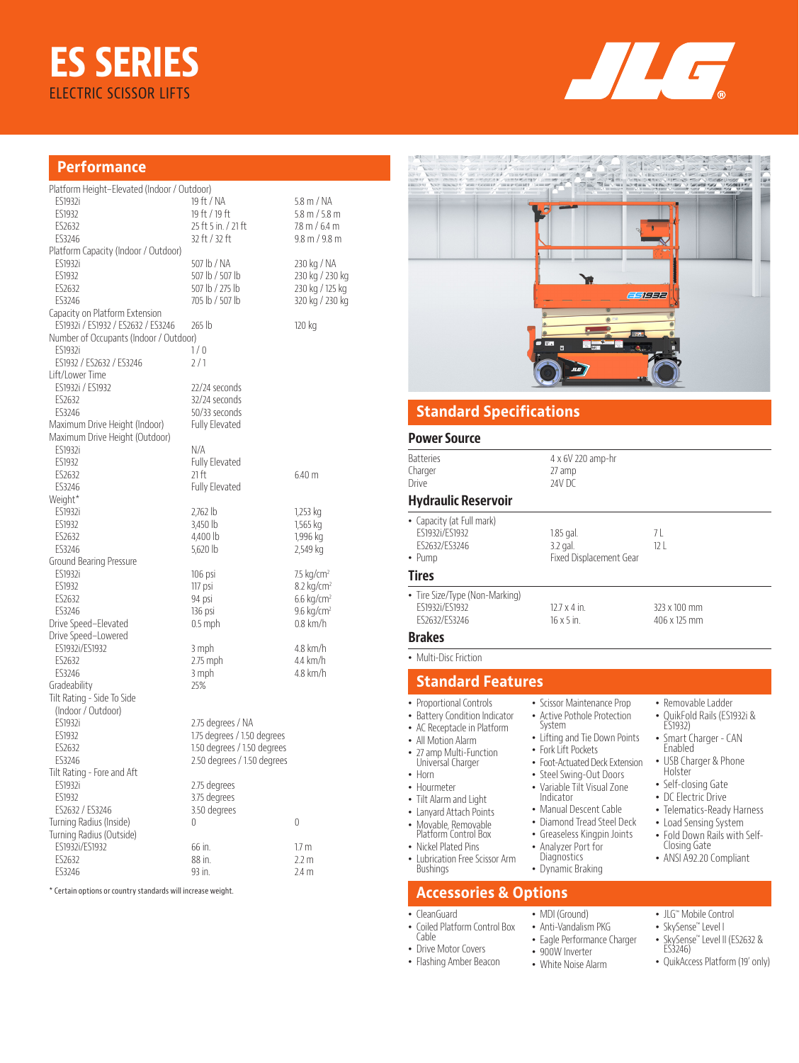# ES SERIES

ELECTRIC SCISSOR LIFTS

## Performance

| | | |
|---|---|---|
| **Platform Height–Elevated (Indoor / Outdoor)** | | |
| ES1932i | 19 ft / NA | 5.8 m / NA |
| ES1932 | 19 ft / 19 ft | 5.8 m / 5.8 m |
| ES2632 | 25 ft 5 in. / 21 ft | 7.8 m / 6.4 m |
| ES3246 | 32 ft / 32 ft | 9.8 m / 9.8 m |
| **Platform Capacity (Indoor / Outdoor)** | | |
| ES1932i | 507 lb / NA | 230 kg / NA |
| ES1932 | 507 lb / 507 lb | 230 kg / 230 kg |
| ES2632 | 507 lb / 275 lb | 230 kg / 125 kg |
| ES3246 | 705 lb / 507 lb | 320 kg / 230 kg |
| **Capacity on Platform Extension** | | |
| ES1932i / ES1932 / ES2632 / ES3246 | 265 lb | 120 kg |
| **Number of Occupants (Indoor / Outdoor)** | | |
| ES1932i | 1 / 0 | |
| ES1932 / ES2632 / ES3246 | 2 / 1 | |
| **Lift/Lower Time** | | |
| ES1932i / ES1932 | 22/24 seconds | |
| ES2632 | 32/24 seconds | |
| ES3246 | 50/33 seconds | |
| **Maximum Drive Height (Indoor)** | Fully Elevated | |
| **Maximum Drive Height (Outdoor)** | | |
| ES1932i | N/A | |
| ES1932 | Fully Elevated | |
| ES2632 | 21 ft | 6.40 m |
| ES3246 | Fully Elevated | |
| **Weight*** | | |
| ES1932i | 2,762 lb | 1,253 kg |
| ES1932 | 3,450 lb | 1,565 kg |
| ES2632 | 4,400 lb | 1,996 kg |
| ES3246 | 5,620 lb | 2,549 kg |
| **Ground Bearing Pressure** | | |
| ES1932i | 106 psi | 7.5 kg/cm² |
| ES1932 | 117 psi | 8.2 kg/cm² |
| ES2632 | 94 psi | 6.6 kg/cm² |
| ES3246 | 136 psi | 9.6 kg/cm² |
| **Drive Speed–Elevated** | 0.5 mph | 0.8 km/h |
| **Drive Speed–Lowered** | | |
| ES1932i/ES1932 | 3 mph | 4.8 km/h |
| ES2632 | 2.75 mph | 4.4 km/h |
| ES3246 | 3 mph | 4.8 km/h |
| **Gradeability** | 25% | |
| **Tilt Rating - Side To Side (Indoor / Outdoor)** | | |
| ES1932i | 2.75 degrees / NA | |
| ES1932 | 1.75 degrees / 1.50 degrees | |
| ES2632 | 1.50 degrees / 1.50 degrees | |
| ES3246 | 2.50 degrees / 1.50 degrees | |
| **Tilt Rating - Fore and Aft** | | |
| ES1932i | 2.75 degrees | |
| ES1932 | 3.75 degrees | |
| ES2632 / ES3246 | 3.50 degrees | |
| **Turning Radius (Inside)** | 0 | 0 |
| **Turning Radius (Outside)** | | |
| ES1932i/ES1932 | 66 in. | 1.7 m |
| ES2632 | 88 in. | 2.2 m |
| ES3246 | 93 in. | 2.4 m |

\* Certain options or country standards will increase weight.

## Standard Specifications

### Power Source

| | |
|---|---|
| Batteries | 4 x 6V 220 amp-hr |
| Charger | 27 amp |
| Drive | 24V DC |

### Hydraulic Reservoir

| | | |
|---|---|---|
| • Capacity (at Full mark) | | |
| ES1932i/ES1932 | 1.85 gal. | 7 L |
| ES2632/ES3246 | 3.2 gal. | 12 L |
| • Pump | Fixed Displacement Gear | |

### Tires

| | | |
|---|---|---|
| • Tire Size/Type (Non-Marking) | | |
| ES1932i/ES1932 | 12.7 x 4 in. | 323 x 100 mm |
| ES2632/ES3246 | 16 x 5 in. | 406 x 125 mm |

### Brakes

- Multi-Disc Friction

## Standard Features

- Proportional Controls
- Battery Condition Indicator
- AC Receptacle in Platform
- All Motion Alarm
- 27 amp Multi-Function Universal Charger
- Horn
- Hourmeter
- Tilt Alarm and Light
- Lanyard Attach Points
- Movable, Removable Platform Control Box
- Nickel Plated Pins
- Lubrication Free Scissor Arm Bushings
- Scissor Maintenance Prop
- Active Pothole Protection System
- Lifting and Tie Down Points
- Fork Lift Pockets
- Foot-Actuated Deck Extension
- Steel Swing-Out Doors
- Variable Tilt Visual Zone Indicator
- Manual Descent Cable
- Diamond Tread Steel Deck
- Greaseless Kingpin Joints
- Analyzer Port for Diagnostics
- Dynamic Braking
- Removable Ladder
- QuikFold Rails (ES1932i & ES1932)
- Smart Charger - CAN Enabled
- USB Charger & Phone Holster
- Self-closing Gate
- DC Electric Drive
- Telematics-Ready Harness
- Load Sensing System
- Fold Down Rails with Self-Closing Gate
- ANSI A92.20 Compliant

## Accessories & Options

- CleanGuard
- Coiled Platform Control Box Cable
- Drive Motor Covers
- Flashing Amber Beacon
- MDI (Ground)
- Anti-Vandalism PKG
- Eagle Performance Charger
- 900W Inverter
- White Noise Alarm
- JLG™ Mobile Control
- SkySense™ Level I
- SkySense™ Level II (ES2632 & ES3246)
- QuikAccess Platform (19' only)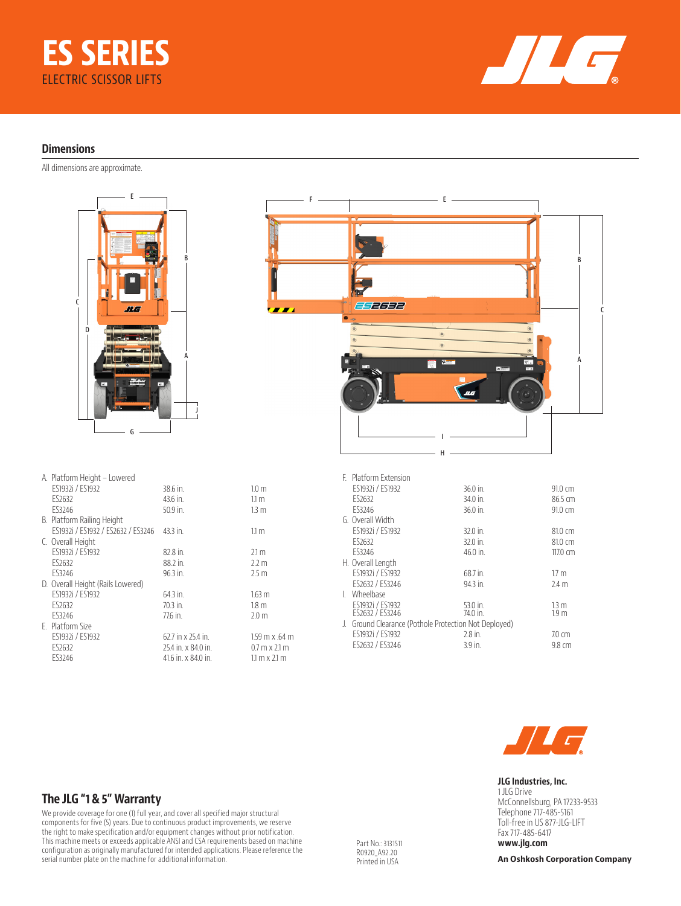# ES SERIES

ELECTRIC SCISSOR LIFTS

## Dimensions

All dimensions are approximate.

E

B

C

D

A

J

G

F

E

B

C

A

I

H

| | | |
|---|---|---|
| **A. Platform Height – Lowered** | | |
| ES1932i / ES1932 | 38.6 in. | 1.0 m |
| ES2632 | 43.6 in. | 1.1 m |
| ES3246 | 50.9 in. | 1.3 m |
| **B. Platform Railing Height** | | |
| ES1932i / ES1932 / ES2632 / ES3246 | 43.3 in. | 1.1 m |
| **C. Overall Height** | | |
| ES1932i / ES1932 | 82.8 in. | 2.1 m |
| ES2632 | 88.2 in. | 2.2 m |
| ES3246 | 96.3 in. | 2.5 m |
| **D. Overall Height (Rails Lowered)** | | |
| ES1932i / ES1932 | 64.3 in. | 1.63 m |
| ES2632 | 70.3 in. | 1.8 m |
| ES3246 | 77.6 in. | 2.0 m |
| **E. Platform Size** | | |
| ES1932i / ES1932 | 62.7 in x 25.4 in. | 1.59 m x .64 m |
| ES2632 | 25.4 in. x 84.0 in. | 0.7 m x 2.1 m |
| ES3246 | 41.6 in. x 84.0 in. | 1.1 m x 2.1 m |

| | | |
|---|---|---|
| **F. Platform Extension** | | |
| ES1932i / ES1932 | 36.0 in. | 91.0 cm |
| ES2632 | 34.0 in. | 86.5 cm |
| ES3246 | 36.0 in. | 91.0 cm |
| **G. Overall Width** | | |
| ES1932i / ES1932 | 32.0 in. | 81.0 cm |
| ES2632 | 32.0 in. | 81.0 cm |
| ES3246 | 46.0 in. | 117.0 cm |
| **H. Overall Length** | | |
| ES1932i / ES1932 | 68.7 in. | 1.7 m |
| ES2632 / ES3246 | 94.3 in. | 2.4 m |
| **I. Wheelbase** | | |
| ES1932i / ES1932 | 53.0 in. | 1.3 m |
| ES2632 / ES3246 | 74.0 in. | 1.9 m |
| **J. Ground Clearance (Pothole Protection Not Deployed)** | | |
| ES1932i / ES1932 | 2.8 in. | 7.0 cm |
| ES2632 / ES3246 | 3.9 in. | 9.8 cm |

## The JLG "1 & 5" Warranty

We provide coverage for one (1) full year, and cover all specified major structural components for five (5) years. Due to continuous product improvements, we reserve the right to make specification and/or equipment changes without prior notification. This machine meets or exceeds applicable ANSI and CSA requirements based on machine configuration as originally manufactured for intended applications. Please reference the serial number plate on the machine for additional information.

Part No.: 3131511
R0920_A92.20
Printed in USA

**JLG Industries, Inc.**
1 JLG Drive
McConnellsburg, PA 17233-9533
Telephone 717-485-5161
Toll-free in US 877-JLG-LIFT
Fax 717-485-6417
**www.jlg.com**

**An Oshkosh Corporation Company**